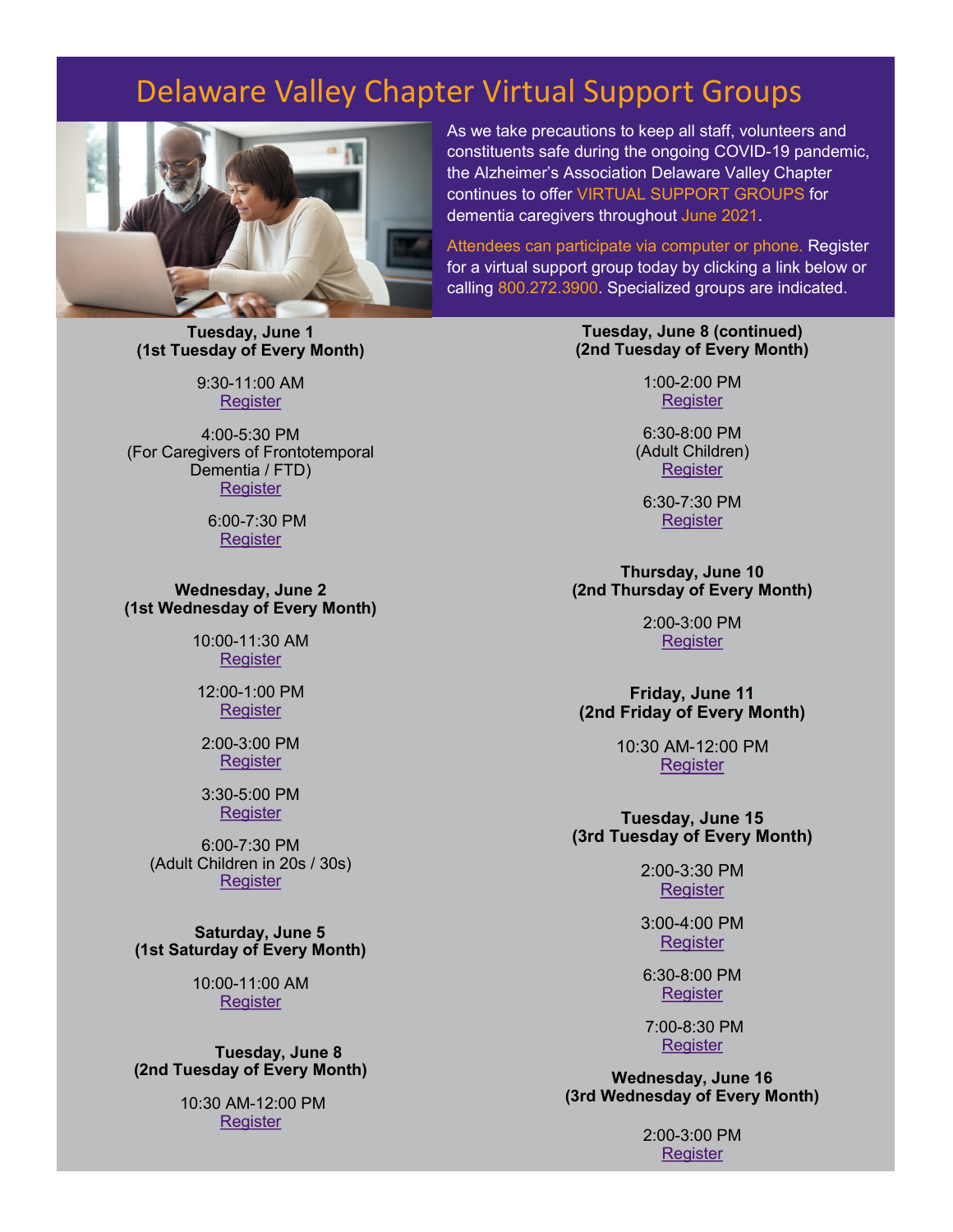# Delaware Valley Chapter Virtual Support Groups

As we take precautions to keep all staff, volunteers and constituents safe during the ongoing COVID-19 pandemic, the Alzheimer's Association Delaware Valley Chapter continues to offer VIRTUAL SUPPORT GROUPS for dementia caregivers throughout June 2021.

Attendees can participate via computer or phone. Register for a virtual support group today by clicking a link below or calling 800.272.3900. Specialized groups are indicated.

**Tuesday, June 1**
**(1st Tuesday of Every Month)**

9:30-11:00 AM
Register

4:00-5:30 PM
(For Caregivers of Frontotemporal Dementia / FTD)
Register

6:00-7:30 PM
Register

**Wednesday, June 2**
**(1st Wednesday of Every Month)**

10:00-11:30 AM
Register

12:00-1:00 PM
Register

2:00-3:00 PM
Register

3:30-5:00 PM
Register

6:00-7:30 PM
(Adult Children in 20s / 30s)
Register

**Saturday, June 5**
**(1st Saturday of Every Month)**

10:00-11:00 AM
Register

**Tuesday, June 8**
**(2nd Tuesday of Every Month)**

10:30 AM-12:00 PM
Register

**Tuesday, June 8 (continued)**
**(2nd Tuesday of Every Month)**

1:00-2:00 PM
Register

6:30-8:00 PM
(Adult Children)
Register

6:30-7:30 PM
Register

**Thursday, June 10**
**(2nd Thursday of Every Month)**

2:00-3:00 PM
Register

**Friday, June 11**
**(2nd Friday of Every Month)**

10:30 AM-12:00 PM
Register

**Tuesday, June 15**
**(3rd Tuesday of Every Month)**

2:00-3:30 PM
Register

3:00-4:00 PM
Register

6:30-8:00 PM
Register

7:00-8:30 PM
Register

**Wednesday, June 16**
**(3rd Wednesday of Every Month)**

2:00-3:00 PM
Register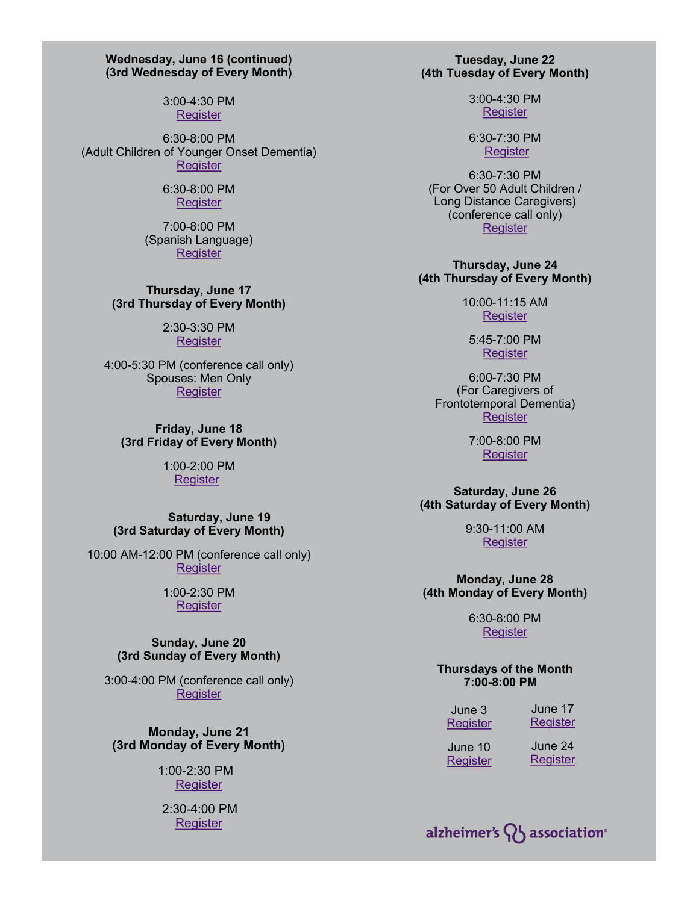**Wednesday, June 16 (continued)**
**(3rd Wednesday of Every Month)**

3:00-4:30 PM
Register

6:30-8:00 PM
(Adult Children of Younger Onset Dementia)
Register

6:30-8:00 PM
Register

7:00-8:00 PM
(Spanish Language)
Register

**Thursday, June 17**
**(3rd Thursday of Every Month)**

2:30-3:30 PM
Register

4:00-5:30 PM (conference call only)
Spouses: Men Only
Register

**Friday, June 18**
**(3rd Friday of Every Month)**

1:00-2:00 PM
Register

**Saturday, June 19**
**(3rd Saturday of Every Month)**

10:00 AM-12:00 PM (conference call only)
Register

1:00-2:30 PM
Register

**Sunday, June 20**
**(3rd Sunday of Every Month)**

3:00-4:00 PM (conference call only)
Register

**Monday, June 21**
**(3rd Monday of Every Month)**

1:00-2:30 PM
Register

2:30-4:00 PM
Register

**Tuesday, June 22**
**(4th Tuesday of Every Month)**

3:00-4:30 PM
Register

6:30-7:30 PM
Register

6:30-7:30 PM
(For Over 50 Adult Children / Long Distance Caregivers)
(conference call only)
Register

**Thursday, June 24**
**(4th Thursday of Every Month)**

10:00-11:15 AM
Register

5:45-7:00 PM
Register

6:00-7:30 PM
(For Caregivers of Frontotemporal Dementia)
Register

7:00-8:00 PM
Register

**Saturday, June 26**
**(4th Saturday of Every Month)**

9:30-11:00 AM
Register

**Monday, June 28**
**(4th Monday of Every Month)**

6:30-8:00 PM
Register

**Thursdays of the Month**
**7:00-8:00 PM**

June 3
Register

June 10
Register

June 17
Register

June 24
Register

alzheimer's association®